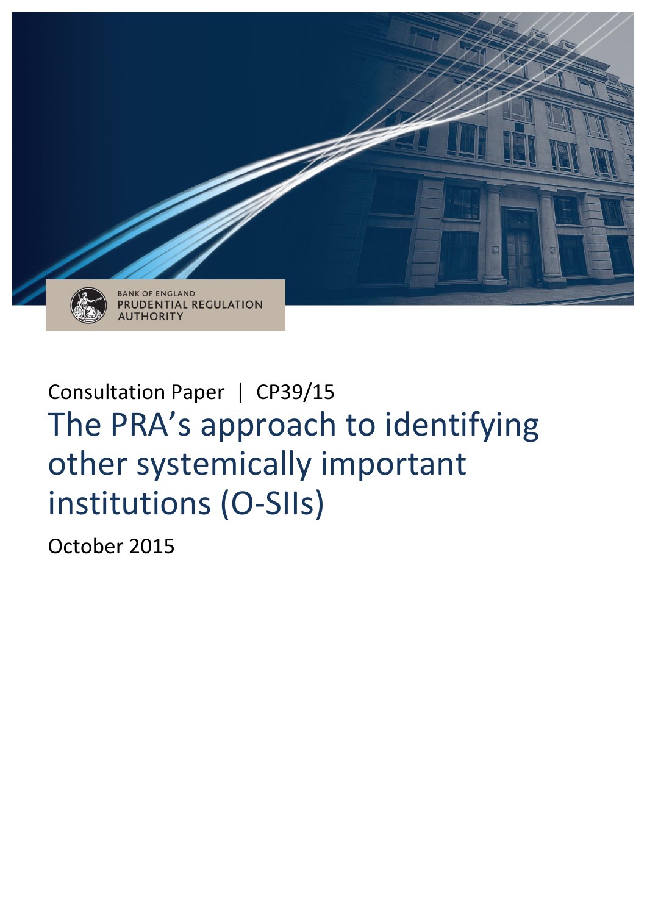BANK OF ENGLAND
PRUDENTIAL REGULATION
AUTHORITY

Consultation Paper | CP39/15

# The PRA's approach to identifying other systemically important institutions (O-SIIs)

October 2015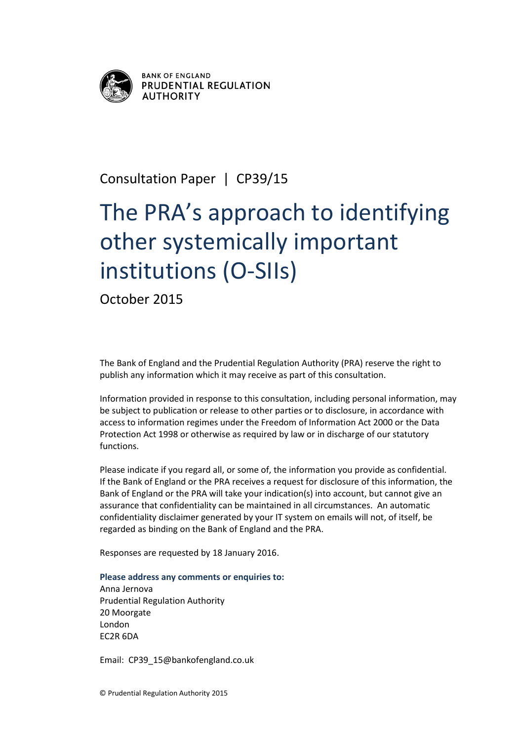BANK OF ENGLAND
PRUDENTIAL REGULATION AUTHORITY

Consultation Paper | CP39/15

# The PRA's approach to identifying other systemically important institutions (O-SIIs)

October 2015

The Bank of England and the Prudential Regulation Authority (PRA) reserve the right to publish any information which it may receive as part of this consultation.

Information provided in response to this consultation, including personal information, may be subject to publication or release to other parties or to disclosure, in accordance with access to information regimes under the Freedom of Information Act 2000 or the Data Protection Act 1998 or otherwise as required by law or in discharge of our statutory functions.

Please indicate if you regard all, or some of, the information you provide as confidential. If the Bank of England or the PRA receives a request for disclosure of this information, the Bank of England or the PRA will take your indication(s) into account, but cannot give an assurance that confidentiality can be maintained in all circumstances. An automatic confidentiality disclaimer generated by your IT system on emails will not, of itself, be regarded as binding on the Bank of England and the PRA.

Responses are requested by 18 January 2016.

**Please address any comments or enquiries to:**
Anna Jernova
Prudential Regulation Authority
20 Moorgate
London
EC2R 6DA

Email: CP39_15@bankofengland.co.uk

© Prudential Regulation Authority 2015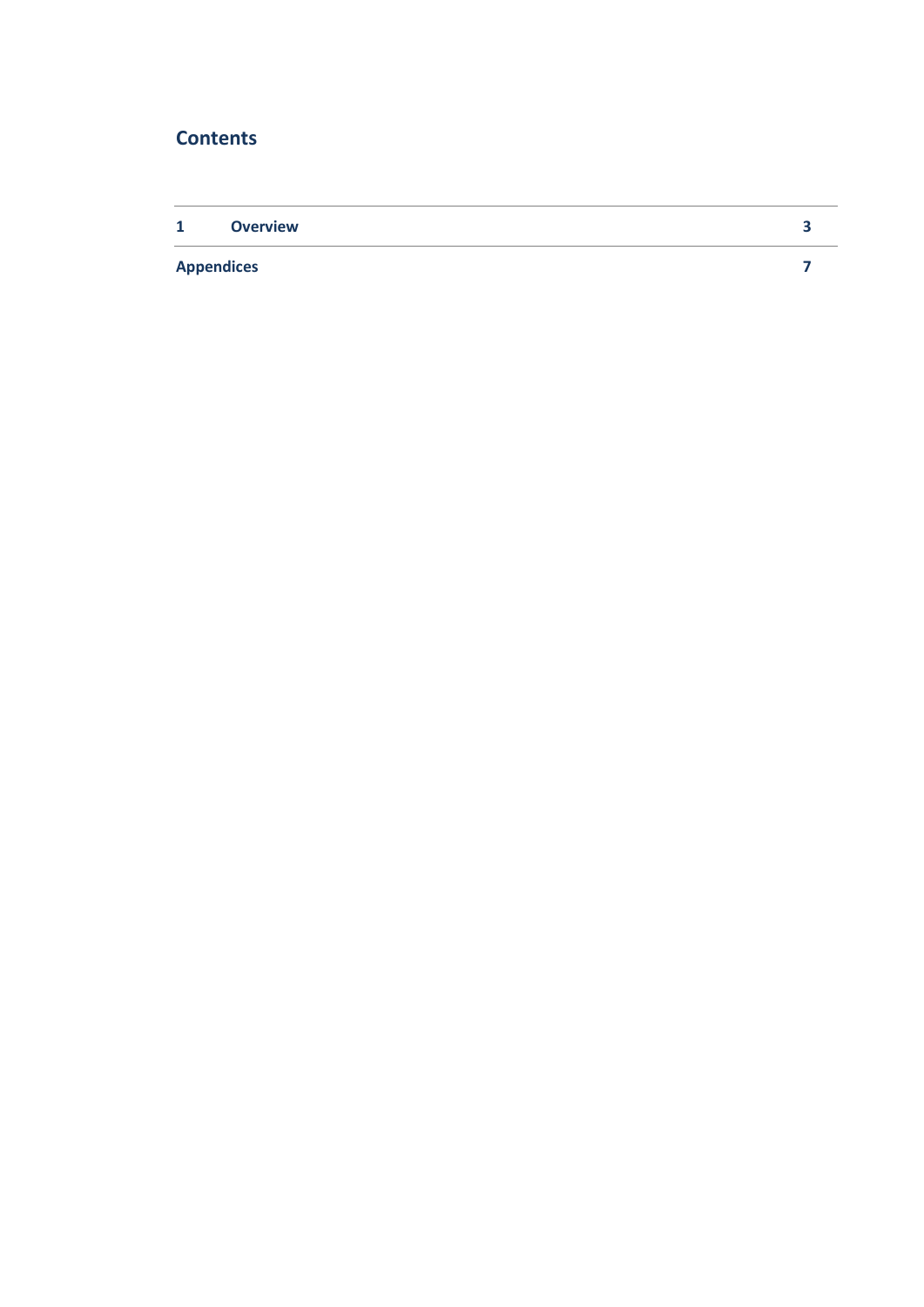## Contents

| | | |
|---|---|---|
| **1** | **Overview** | **3** |
| **Appendices** | | **7** |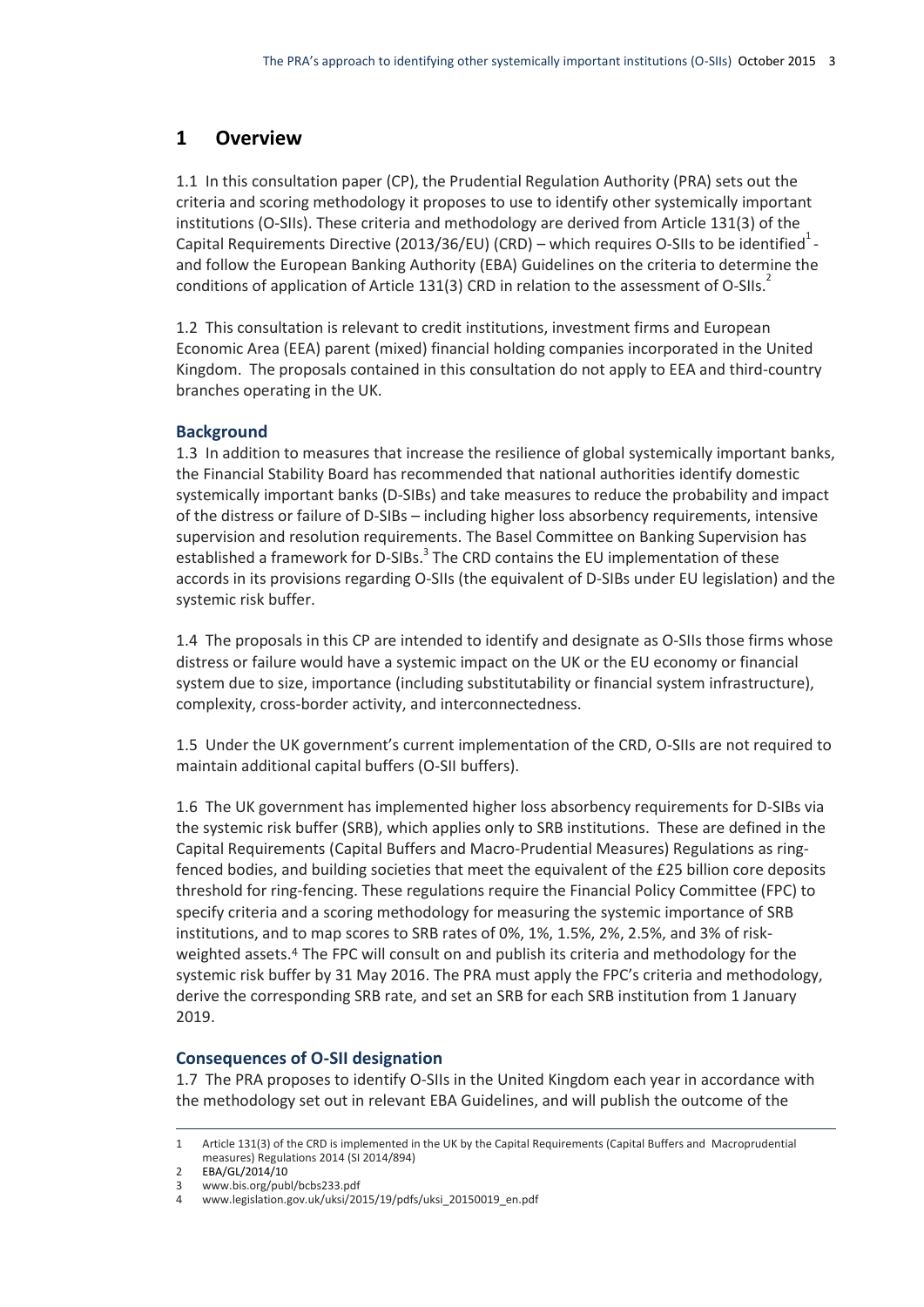## 1 Overview

1.1 In this consultation paper (CP), the Prudential Regulation Authority (PRA) sets out the criteria and scoring methodology it proposes to use to identify other systemically important institutions (O-SIIs). These criteria and methodology are derived from Article 131(3) of the Capital Requirements Directive (2013/36/EU) (CRD) – which requires O-SIIs to be identified[1] - and follow the European Banking Authority (EBA) Guidelines on the criteria to determine the conditions of application of Article 131(3) CRD in relation to the assessment of O-SIIs.[2]

1.2 This consultation is relevant to credit institutions, investment firms and European Economic Area (EEA) parent (mixed) financial holding companies incorporated in the United Kingdom. The proposals contained in this consultation do not apply to EEA and third-country branches operating in the UK.

### Background

1.3 In addition to measures that increase the resilience of global systemically important banks, the Financial Stability Board has recommended that national authorities identify domestic systemically important banks (D-SIBs) and take measures to reduce the probability and impact of the distress or failure of D-SIBs – including higher loss absorbency requirements, intensive supervision and resolution requirements. The Basel Committee on Banking Supervision has established a framework for D-SIBs.[3] The CRD contains the EU implementation of these accords in its provisions regarding O-SIIs (the equivalent of D-SIBs under EU legislation) and the systemic risk buffer.

1.4 The proposals in this CP are intended to identify and designate as O-SIIs those firms whose distress or failure would have a systemic impact on the UK or the EU economy or financial system due to size, importance (including substitutability or financial system infrastructure), complexity, cross-border activity, and interconnectedness.

1.5 Under the UK government's current implementation of the CRD, O-SIIs are not required to maintain additional capital buffers (O-SII buffers).

1.6 The UK government has implemented higher loss absorbency requirements for D-SIBs via the systemic risk buffer (SRB), which applies only to SRB institutions. These are defined in the Capital Requirements (Capital Buffers and Macro-Prudential Measures) Regulations as ring-fenced bodies, and building societies that meet the equivalent of the £25 billion core deposits threshold for ring-fencing. These regulations require the Financial Policy Committee (FPC) to specify criteria and a scoring methodology for measuring the systemic importance of SRB institutions, and to map scores to SRB rates of 0%, 1%, 1.5%, 2%, 2.5%, and 3% of risk-weighted assets.[4] The FPC will consult on and publish its criteria and methodology for the systemic risk buffer by 31 May 2016. The PRA must apply the FPC's criteria and methodology, derive the corresponding SRB rate, and set an SRB for each SRB institution from 1 January 2019.

### Consequences of O-SII designation

1.7 The PRA proposes to identify O-SIIs in the United Kingdom each year in accordance with the methodology set out in relevant EBA Guidelines, and will publish the outcome of the

---

1 Article 131(3) of the CRD is implemented in the UK by the Capital Requirements (Capital Buffers and Macroprudential measures) Regulations 2014 (SI 2014/894)

2 EBA/GL/2014/10

3 www.bis.org/publ/bcbs233.pdf

4 www.legislation.gov.uk/uksi/2015/19/pdfs/uksi_20150019_en.pdf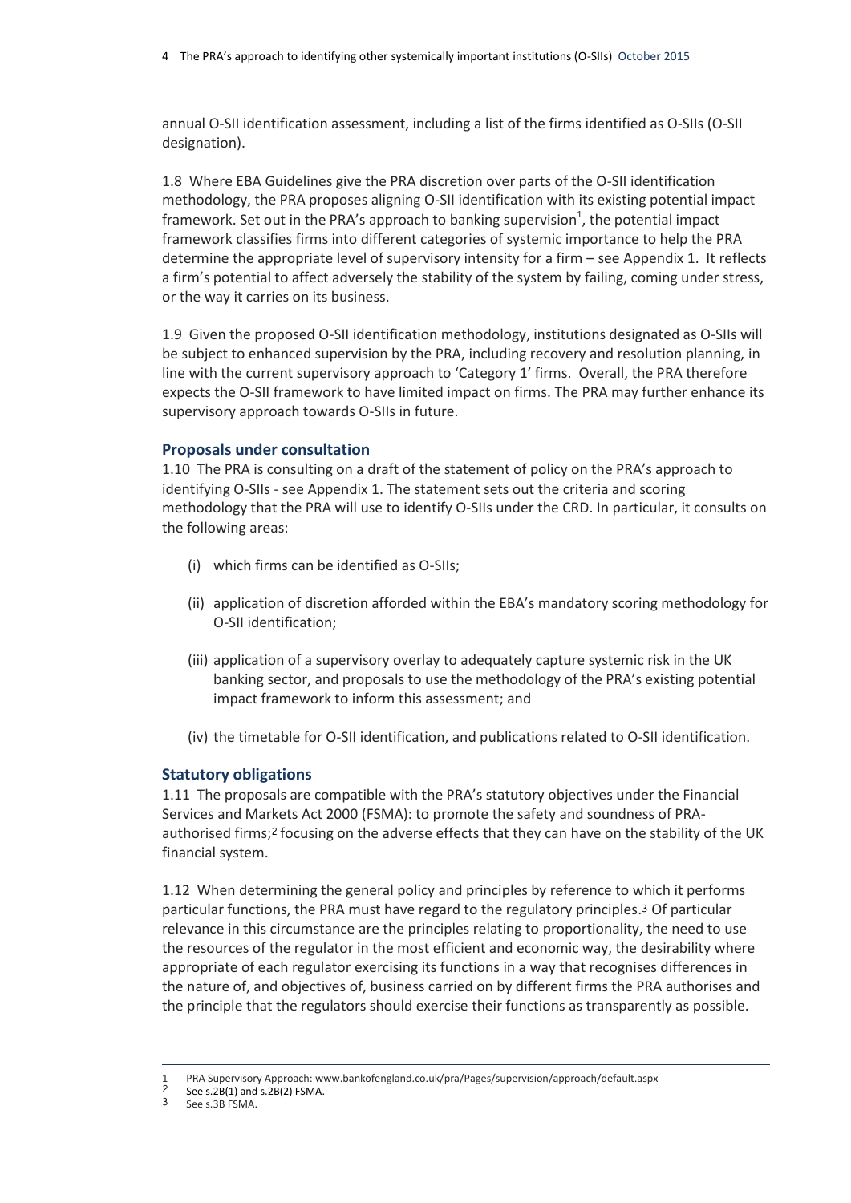annual O-SII identification assessment, including a list of the firms identified as O-SIIs (O-SII designation).

1.8 Where EBA Guidelines give the PRA discretion over parts of the O-SII identification methodology, the PRA proposes aligning O-SII identification with its existing potential impact framework. Set out in the PRA's approach to banking supervision[1], the potential impact framework classifies firms into different categories of systemic importance to help the PRA determine the appropriate level of supervisory intensity for a firm – see Appendix 1. It reflects a firm's potential to affect adversely the stability of the system by failing, coming under stress, or the way it carries on its business.

1.9 Given the proposed O-SII identification methodology, institutions designated as O-SIIs will be subject to enhanced supervision by the PRA, including recovery and resolution planning, in line with the current supervisory approach to 'Category 1' firms. Overall, the PRA therefore expects the O-SII framework to have limited impact on firms. The PRA may further enhance its supervisory approach towards O-SIIs in future.

### Proposals under consultation

1.10 The PRA is consulting on a draft of the statement of policy on the PRA's approach to identifying O-SIIs - see Appendix 1. The statement sets out the criteria and scoring methodology that the PRA will use to identify O-SIIs under the CRD. In particular, it consults on the following areas:

(i) which firms can be identified as O-SIIs;

(ii) application of discretion afforded within the EBA's mandatory scoring methodology for O-SII identification;

(iii) application of a supervisory overlay to adequately capture systemic risk in the UK banking sector, and proposals to use the methodology of the PRA's existing potential impact framework to inform this assessment; and

(iv) the timetable for O-SII identification, and publications related to O-SII identification.

### Statutory obligations

1.11 The proposals are compatible with the PRA's statutory objectives under the Financial Services and Markets Act 2000 (FSMA): to promote the safety and soundness of PRA-authorised firms;[2] focusing on the adverse effects that they can have on the stability of the UK financial system.

1.12 When determining the general policy and principles by reference to which it performs particular functions, the PRA must have regard to the regulatory principles.[3] Of particular relevance in this circumstance are the principles relating to proportionality, the need to use the resources of the regulator in the most efficient and economic way, the desirability where appropriate of each regulator exercising its functions in a way that recognises differences in the nature of, and objectives of, business carried on by different firms the PRA authorises and the principle that the regulators should exercise their functions as transparently as possible.

---

1 PRA Supervisory Approach: www.bankofengland.co.uk/pra/Pages/supervision/approach/default.aspx

2 See s.2B(1) and s.2B(2) FSMA.

3 See s.3B FSMA.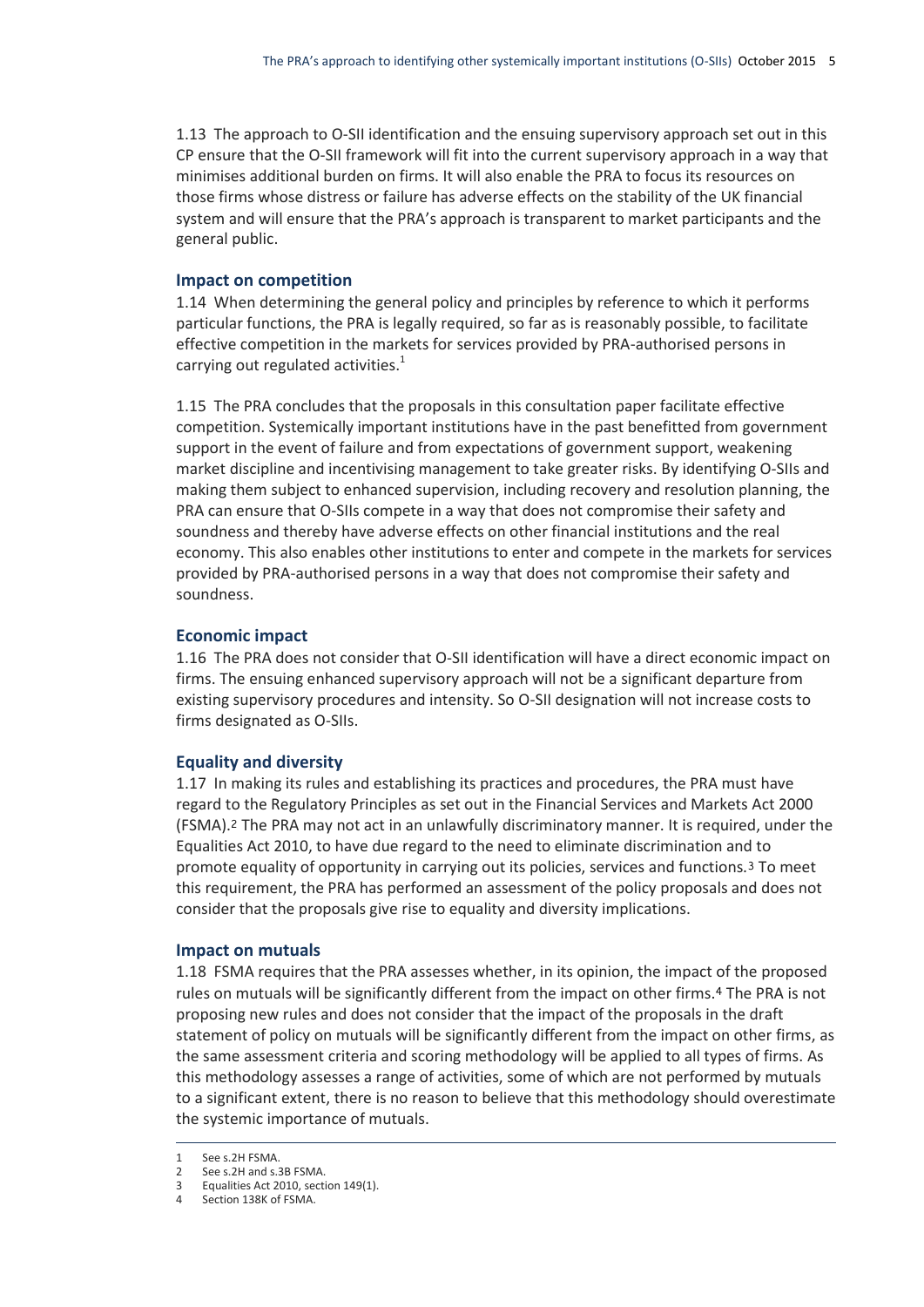1.13 The approach to O-SII identification and the ensuing supervisory approach set out in this CP ensure that the O-SII framework will fit into the current supervisory approach in a way that minimises additional burden on firms. It will also enable the PRA to focus its resources on those firms whose distress or failure has adverse effects on the stability of the UK financial system and will ensure that the PRA's approach is transparent to market participants and the general public.

### Impact on competition

1.14 When determining the general policy and principles by reference to which it performs particular functions, the PRA is legally required, so far as is reasonably possible, to facilitate effective competition in the markets for services provided by PRA-authorised persons in carrying out regulated activities.[1]

1.15 The PRA concludes that the proposals in this consultation paper facilitate effective competition. Systemically important institutions have in the past benefitted from government support in the event of failure and from expectations of government support, weakening market discipline and incentivising management to take greater risks. By identifying O-SIIs and making them subject to enhanced supervision, including recovery and resolution planning, the PRA can ensure that O-SIIs compete in a way that does not compromise their safety and soundness and thereby have adverse effects on other financial institutions and the real economy. This also enables other institutions to enter and compete in the markets for services provided by PRA-authorised persons in a way that does not compromise their safety and soundness.

### Economic impact

1.16 The PRA does not consider that O-SII identification will have a direct economic impact on firms. The ensuing enhanced supervisory approach will not be a significant departure from existing supervisory procedures and intensity. So O-SII designation will not increase costs to firms designated as O-SIIs.

### Equality and diversity

1.17 In making its rules and establishing its practices and procedures, the PRA must have regard to the Regulatory Principles as set out in the Financial Services and Markets Act 2000 (FSMA).[2] The PRA may not act in an unlawfully discriminatory manner. It is required, under the Equalities Act 2010, to have due regard to the need to eliminate discrimination and to promote equality of opportunity in carrying out its policies, services and functions.[3] To meet this requirement, the PRA has performed an assessment of the policy proposals and does not consider that the proposals give rise to equality and diversity implications.

### Impact on mutuals

1.18 FSMA requires that the PRA assesses whether, in its opinion, the impact of the proposed rules on mutuals will be significantly different from the impact on other firms.[4] The PRA is not proposing new rules and does not consider that the impact of the proposals in the draft statement of policy on mutuals will be significantly different from the impact on other firms, as the same assessment criteria and scoring methodology will be applied to all types of firms. As this methodology assesses a range of activities, some of which are not performed by mutuals to a significant extent, there is no reason to believe that this methodology should overestimate the systemic importance of mutuals.

---

1 See s.2H FSMA.
2 See s.2H and s.3B FSMA.
3 Equalities Act 2010, section 149(1).
4 Section 138K of FSMA.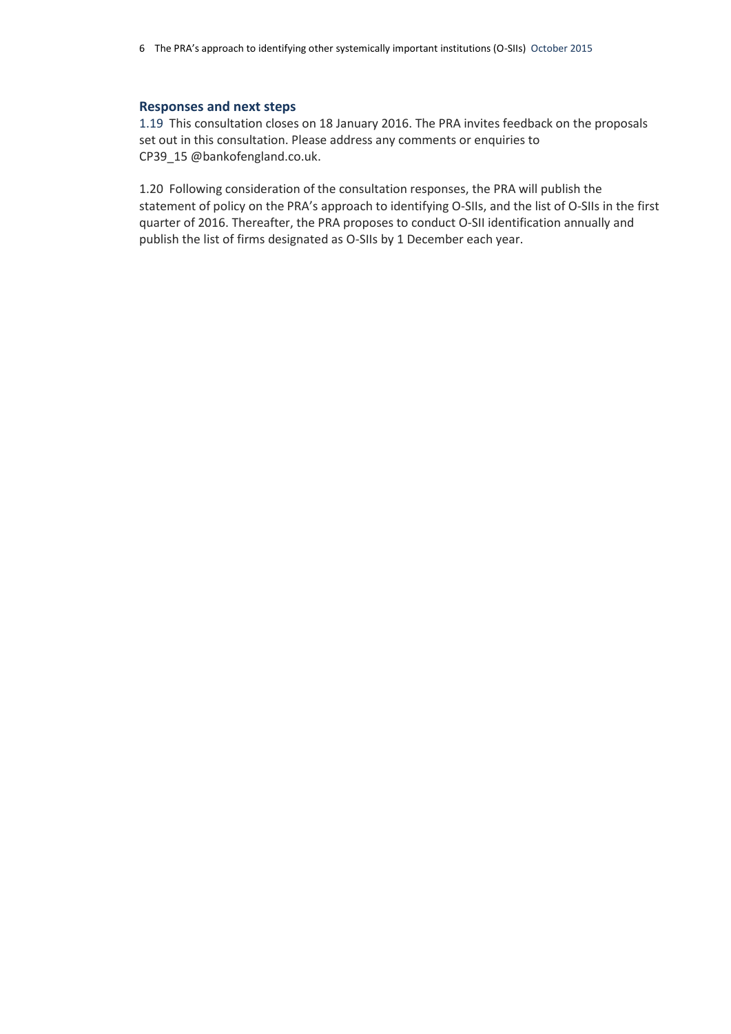## Responses and next steps

1.19 This consultation closes on 18 January 2016. The PRA invites feedback on the proposals set out in this consultation. Please address any comments or enquiries to CP39_15 @bankofengland.co.uk.

1.20 Following consideration of the consultation responses, the PRA will publish the statement of policy on the PRA's approach to identifying O-SIIs, and the list of O-SIIs in the first quarter of 2016. Thereafter, the PRA proposes to conduct O-SII identification annually and publish the list of firms designated as O-SIIs by 1 December each year.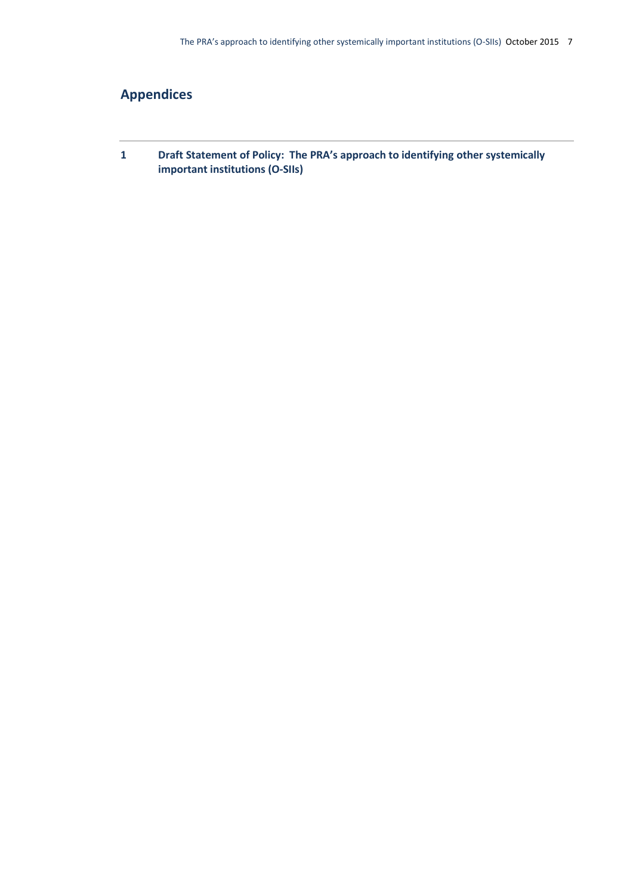## Appendices

**1 Draft Statement of Policy: The PRA's approach to identifying other systemically important institutions (O-SIIs)**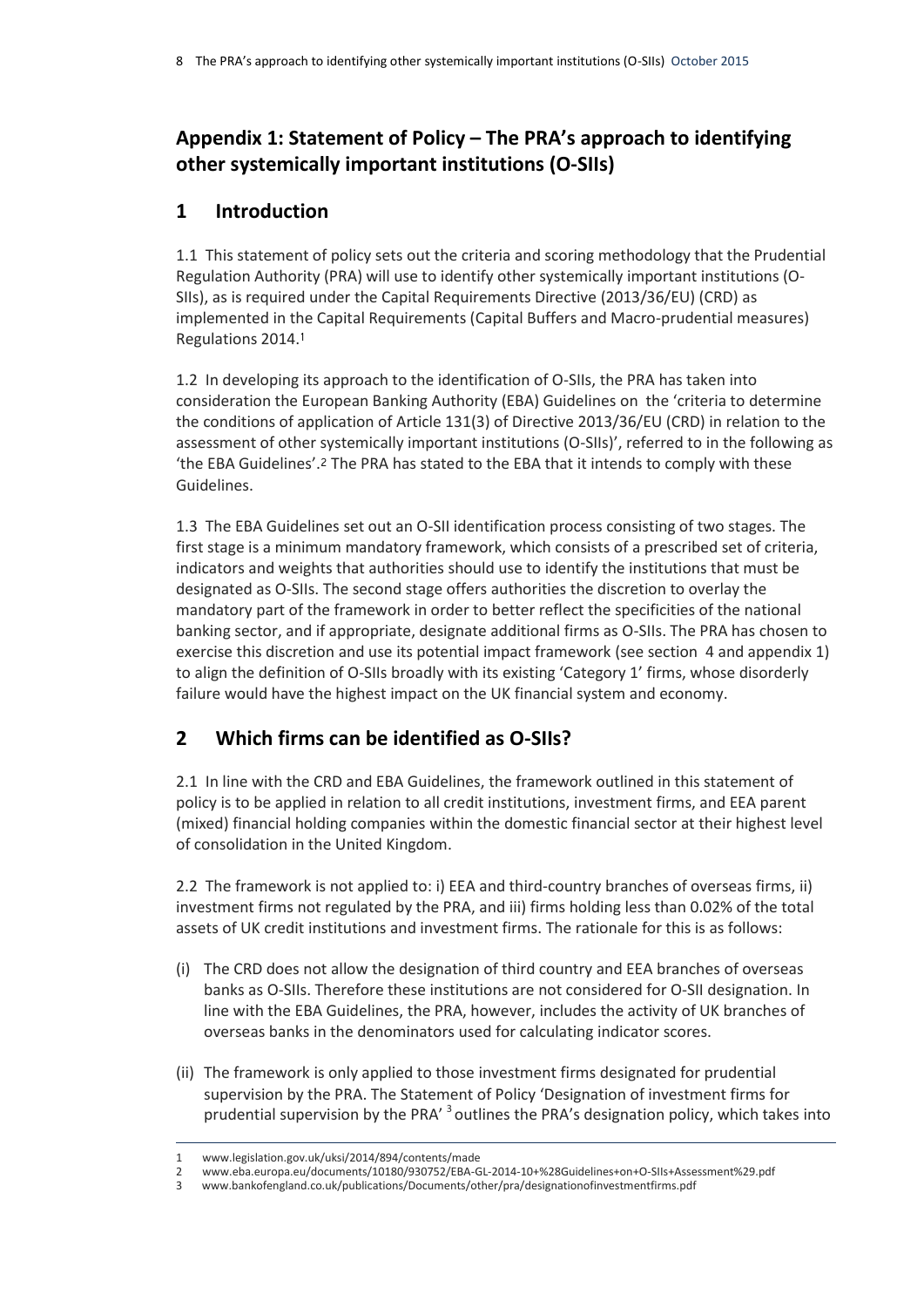## Appendix 1: Statement of Policy – The PRA's approach to identifying other systemically important institutions (O-SIIs)

## 1 Introduction

1.1 This statement of policy sets out the criteria and scoring methodology that the Prudential Regulation Authority (PRA) will use to identify other systemically important institutions (O-SIIs), as is required under the Capital Requirements Directive (2013/36/EU) (CRD) as implemented in the Capital Requirements (Capital Buffers and Macro-prudential measures) Regulations 2014.[1]

1.2 In developing its approach to the identification of O-SIIs, the PRA has taken into consideration the European Banking Authority (EBA) Guidelines on the 'criteria to determine the conditions of application of Article 131(3) of Directive 2013/36/EU (CRD) in relation to the assessment of other systemically important institutions (O-SIIs)', referred to in the following as 'the EBA Guidelines'.[2] The PRA has stated to the EBA that it intends to comply with these Guidelines.

1.3 The EBA Guidelines set out an O-SII identification process consisting of two stages. The first stage is a minimum mandatory framework, which consists of a prescribed set of criteria, indicators and weights that authorities should use to identify the institutions that must be designated as O-SIIs. The second stage offers authorities the discretion to overlay the mandatory part of the framework in order to better reflect the specificities of the national banking sector, and if appropriate, designate additional firms as O-SIIs. The PRA has chosen to exercise this discretion and use its potential impact framework (see section 4 and appendix 1) to align the definition of O-SIIs broadly with its existing 'Category 1' firms, whose disorderly failure would have the highest impact on the UK financial system and economy.

## 2 Which firms can be identified as O-SIIs?

2.1 In line with the CRD and EBA Guidelines, the framework outlined in this statement of policy is to be applied in relation to all credit institutions, investment firms, and EEA parent (mixed) financial holding companies within the domestic financial sector at their highest level of consolidation in the United Kingdom.

2.2 The framework is not applied to: i) EEA and third-country branches of overseas firms, ii) investment firms not regulated by the PRA, and iii) firms holding less than 0.02% of the total assets of UK credit institutions and investment firms. The rationale for this is as follows:

(i) The CRD does not allow the designation of third country and EEA branches of overseas banks as O-SIIs. Therefore these institutions are not considered for O-SII designation. In line with the EBA Guidelines, the PRA, however, includes the activity of UK branches of overseas banks in the denominators used for calculating indicator scores.

(ii) The framework is only applied to those investment firms designated for prudential supervision by the PRA. The Statement of Policy 'Designation of investment firms for prudential supervision by the PRA'[3] outlines the PRA's designation policy, which takes into

---

1 www.legislation.gov.uk/uksi/2014/894/contents/made
2 www.eba.europa.eu/documents/10180/930752/EBA-GL-2014-10+%28Guidelines+on+O-SIIs+Assessment%29.pdf
3 www.bankofengland.co.uk/publications/Documents/other/pra/designationofinvestmentfirms.pdf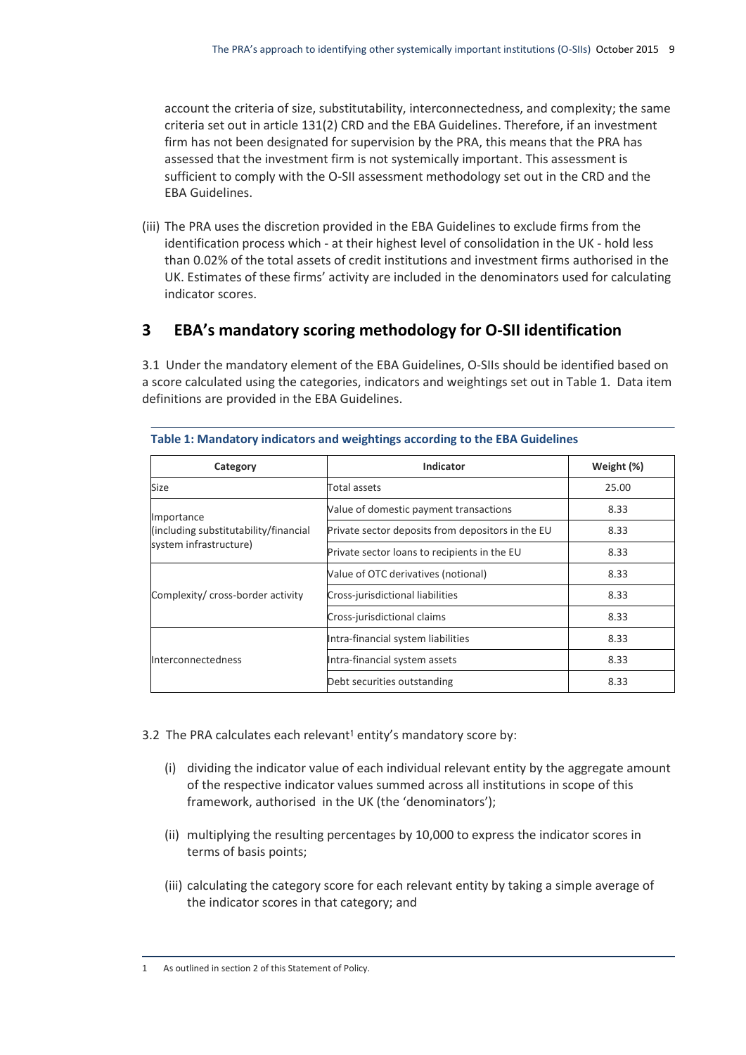account the criteria of size, substitutability, interconnectedness, and complexity; the same criteria set out in article 131(2) CRD and the EBA Guidelines. Therefore, if an investment firm has not been designated for supervision by the PRA, this means that the PRA has assessed that the investment firm is not systemically important. This assessment is sufficient to comply with the O-SII assessment methodology set out in the CRD and the EBA Guidelines.

(iii) The PRA uses the discretion provided in the EBA Guidelines to exclude firms from the identification process which - at their highest level of consolidation in the UK - hold less than 0.02% of the total assets of credit institutions and investment firms authorised in the UK. Estimates of these firms' activity are included in the denominators used for calculating indicator scores.

## 3 EBA's mandatory scoring methodology for O-SII identification

3.1 Under the mandatory element of the EBA Guidelines, O-SIIs should be identified based on a score calculated using the categories, indicators and weightings set out in Table 1. Data item definitions are provided in the EBA Guidelines.

**Table 1: Mandatory indicators and weightings according to the EBA Guidelines**

| Category | Indicator | Weight (%) |
|---|---|---|
| Size | Total assets | 25.00 |
| Importance (including substitutability/financial system infrastructure) | Value of domestic payment transactions | 8.33 |
| | Private sector deposits from depositors in the EU | 8.33 |
| | Private sector loans to recipients in the EU | 8.33 |
| Complexity/ cross-border activity | Value of OTC derivatives (notional) | 8.33 |
| | Cross-jurisdictional liabilities | 8.33 |
| | Cross-jurisdictional claims | 8.33 |
| Interconnectedness | Intra-financial system liabilities | 8.33 |
| | Intra-financial system assets | 8.33 |
| | Debt securities outstanding | 8.33 |

3.2 The PRA calculates each relevant[1] entity's mandatory score by:

(i) dividing the indicator value of each individual relevant entity by the aggregate amount of the respective indicator values summed across all institutions in scope of this framework, authorised in the UK (the 'denominators');

(ii) multiplying the resulting percentages by 10,000 to express the indicator scores in terms of basis points;

(iii) calculating the category score for each relevant entity by taking a simple average of the indicator scores in that category; and

[1] As outlined in section 2 of this Statement of Policy.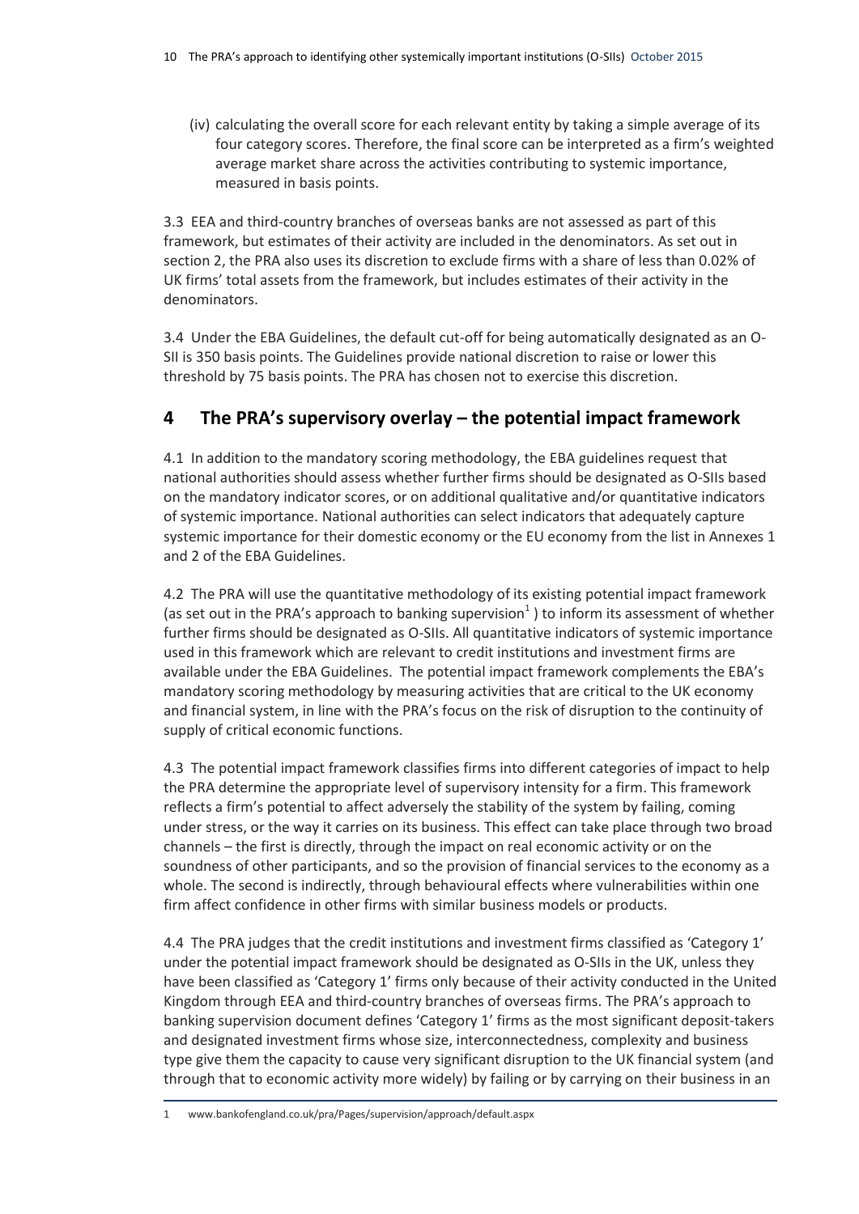(iv) calculating the overall score for each relevant entity by taking a simple average of its four category scores. Therefore, the final score can be interpreted as a firm's weighted average market share across the activities contributing to systemic importance, measured in basis points.

3.3 EEA and third-country branches of overseas banks are not assessed as part of this framework, but estimates of their activity are included in the denominators. As set out in section 2, the PRA also uses its discretion to exclude firms with a share of less than 0.02% of UK firms' total assets from the framework, but includes estimates of their activity in the denominators.

3.4 Under the EBA Guidelines, the default cut-off for being automatically designated as an O-SII is 350 basis points. The Guidelines provide national discretion to raise or lower this threshold by 75 basis points. The PRA has chosen not to exercise this discretion.

## 4 The PRA's supervisory overlay – the potential impact framework

4.1 In addition to the mandatory scoring methodology, the EBA guidelines request that national authorities should assess whether further firms should be designated as O-SIIs based on the mandatory indicator scores, or on additional qualitative and/or quantitative indicators of systemic importance. National authorities can select indicators that adequately capture systemic importance for their domestic economy or the EU economy from the list in Annexes 1 and 2 of the EBA Guidelines.

4.2 The PRA will use the quantitative methodology of its existing potential impact framework (as set out in the PRA's approach to banking supervision[1] ) to inform its assessment of whether further firms should be designated as O-SIIs. All quantitative indicators of systemic importance used in this framework which are relevant to credit institutions and investment firms are available under the EBA Guidelines. The potential impact framework complements the EBA's mandatory scoring methodology by measuring activities that are critical to the UK economy and financial system, in line with the PRA's focus on the risk of disruption to the continuity of supply of critical economic functions.

4.3 The potential impact framework classifies firms into different categories of impact to help the PRA determine the appropriate level of supervisory intensity for a firm. This framework reflects a firm's potential to affect adversely the stability of the system by failing, coming under stress, or the way it carries on its business. This effect can take place through two broad channels – the first is directly, through the impact on real economic activity or on the soundness of other participants, and so the provision of financial services to the economy as a whole. The second is indirectly, through behavioural effects where vulnerabilities within one firm affect confidence in other firms with similar business models or products.

4.4 The PRA judges that the credit institutions and investment firms classified as 'Category 1' under the potential impact framework should be designated as O-SIIs in the UK, unless they have been classified as 'Category 1' firms only because of their activity conducted in the United Kingdom through EEA and third-country branches of overseas firms. The PRA's approach to banking supervision document defines 'Category 1' firms as the most significant deposit-takers and designated investment firms whose size, interconnectedness, complexity and business type give them the capacity to cause very significant disruption to the UK financial system (and through that to economic activity more widely) by failing or by carrying on their business in an

1 www.bankofengland.co.uk/pra/Pages/supervision/approach/default.aspx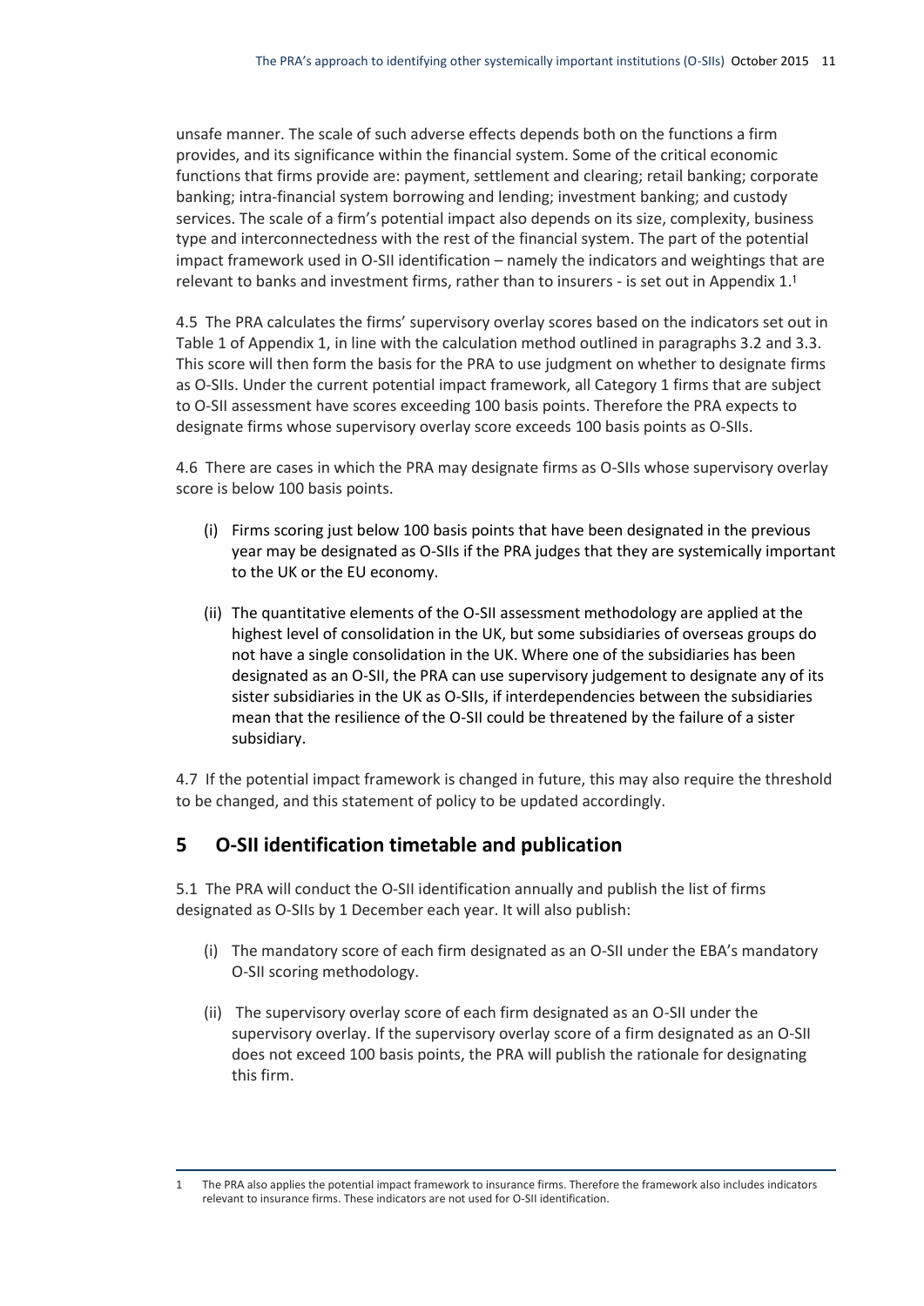unsafe manner. The scale of such adverse effects depends both on the functions a firm provides, and its significance within the financial system. Some of the critical economic functions that firms provide are: payment, settlement and clearing; retail banking; corporate banking; intra-financial system borrowing and lending; investment banking; and custody services. The scale of a firm's potential impact also depends on its size, complexity, business type and interconnectedness with the rest of the financial system. The part of the potential impact framework used in O-SII identification – namely the indicators and weightings that are relevant to banks and investment firms, rather than to insurers - is set out in Appendix 1.[1]

4.5 The PRA calculates the firms' supervisory overlay scores based on the indicators set out in Table 1 of Appendix 1, in line with the calculation method outlined in paragraphs 3.2 and 3.3. This score will then form the basis for the PRA to use judgment on whether to designate firms as O-SIIs. Under the current potential impact framework, all Category 1 firms that are subject to O-SII assessment have scores exceeding 100 basis points. Therefore the PRA expects to designate firms whose supervisory overlay score exceeds 100 basis points as O-SIIs.

4.6 There are cases in which the PRA may designate firms as O-SIIs whose supervisory overlay score is below 100 basis points.

(i) Firms scoring just below 100 basis points that have been designated in the previous year may be designated as O-SIIs if the PRA judges that they are systemically important to the UK or the EU economy.

(ii) The quantitative elements of the O-SII assessment methodology are applied at the highest level of consolidation in the UK, but some subsidiaries of overseas groups do not have a single consolidation in the UK. Where one of the subsidiaries has been designated as an O-SII, the PRA can use supervisory judgement to designate any of its sister subsidiaries in the UK as O-SIIs, if interdependencies between the subsidiaries mean that the resilience of the O-SII could be threatened by the failure of a sister subsidiary.

4.7 If the potential impact framework is changed in future, this may also require the threshold to be changed, and this statement of policy to be updated accordingly.

## 5 O-SII identification timetable and publication

5.1 The PRA will conduct the O-SII identification annually and publish the list of firms designated as O-SIIs by 1 December each year. It will also publish:

(i) The mandatory score of each firm designated as an O-SII under the EBA's mandatory O-SII scoring methodology.

(ii) The supervisory overlay score of each firm designated as an O-SII under the supervisory overlay. If the supervisory overlay score of a firm designated as an O-SII does not exceed 100 basis points, the PRA will publish the rationale for designating this firm.

---

1 The PRA also applies the potential impact framework to insurance firms. Therefore the framework also includes indicators relevant to insurance firms. These indicators are not used for O-SII identification.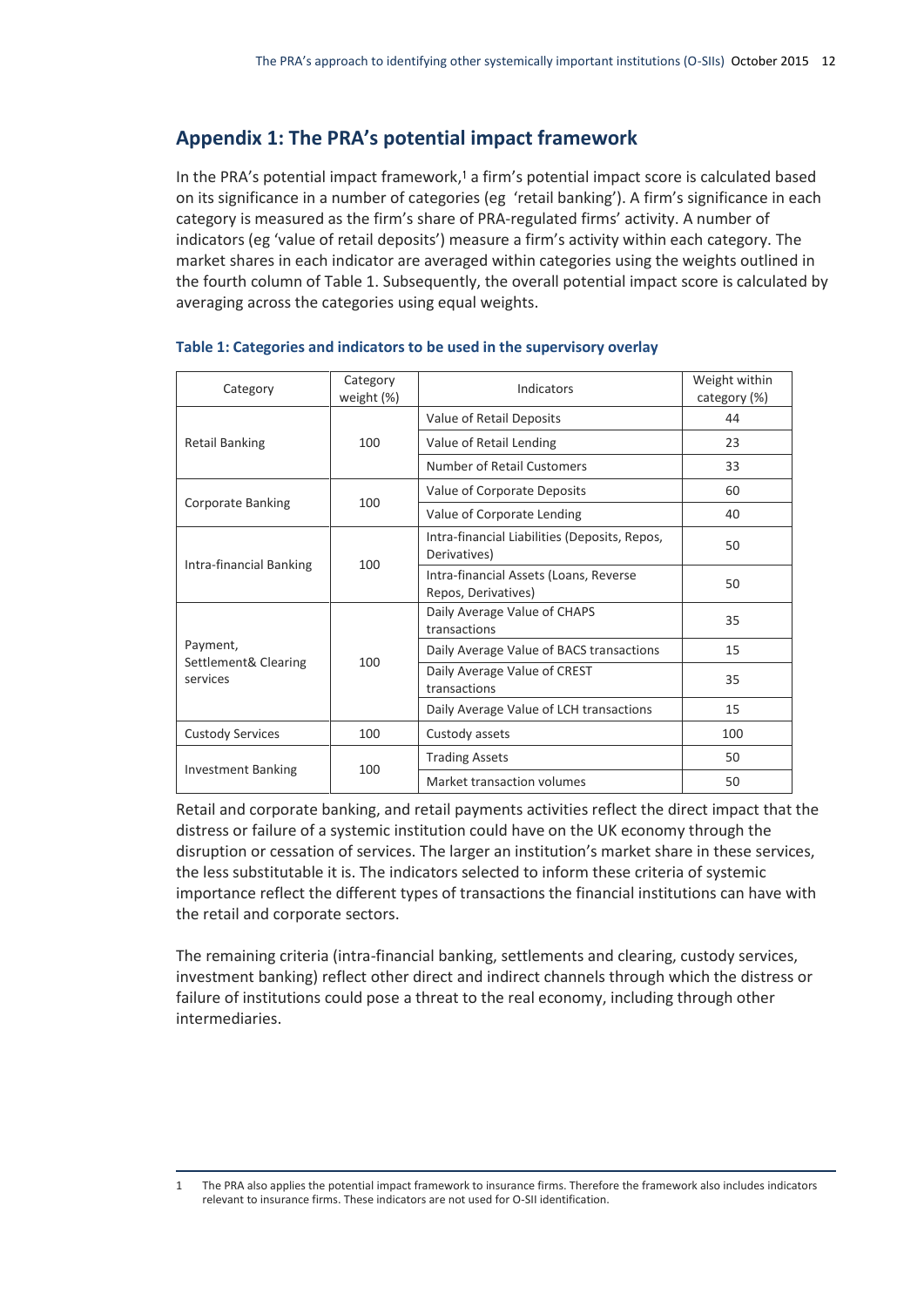## Appendix 1: The PRA's potential impact framework

In the PRA's potential impact framework,[1] a firm's potential impact score is calculated based on its significance in a number of categories (eg 'retail banking'). A firm's significance in each category is measured as the firm's share of PRA-regulated firms' activity. A number of indicators (eg 'value of retail deposits') measure a firm's activity within each category. The market shares in each indicator are averaged within categories using the weights outlined in the fourth column of Table 1. Subsequently, the overall potential impact score is calculated by averaging across the categories using equal weights.

**Table 1: Categories and indicators to be used in the supervisory overlay**

| Category | Category weight (%) | Indicators | Weight within category (%) |
|---|---|---|---|
| Retail Banking | 100 | Value of Retail Deposits | 44 |
| | | Value of Retail Lending | 23 |
| | | Number of Retail Customers | 33 |
| Corporate Banking | 100 | Value of Corporate Deposits | 60 |
| | | Value of Corporate Lending | 40 |
| Intra-financial Banking | 100 | Intra-financial Liabilities (Deposits, Repos, Derivatives) | 50 |
| | | Intra-financial Assets (Loans, Reverse Repos, Derivatives) | 50 |
| Payment, Settlement& Clearing services | 100 | Daily Average Value of CHAPS transactions | 35 |
| | | Daily Average Value of BACS transactions | 15 |
| | | Daily Average Value of CREST transactions | 35 |
| | | Daily Average Value of LCH transactions | 15 |
| Custody Services | 100 | Custody assets | 100 |
| Investment Banking | 100 | Trading Assets | 50 |
| | | Market transaction volumes | 50 |

Retail and corporate banking, and retail payments activities reflect the direct impact that the distress or failure of a systemic institution could have on the UK economy through the disruption or cessation of services. The larger an institution's market share in these services, the less substitutable it is. The indicators selected to inform these criteria of systemic importance reflect the different types of transactions the financial institutions can have with the retail and corporate sectors.

The remaining criteria (intra-financial banking, settlements and clearing, custody services, investment banking) reflect other direct and indirect channels through which the distress or failure of institutions could pose a threat to the real economy, including through other intermediaries.

1 The PRA also applies the potential impact framework to insurance firms. Therefore the framework also includes indicators relevant to insurance firms. These indicators are not used for O-SII identification.